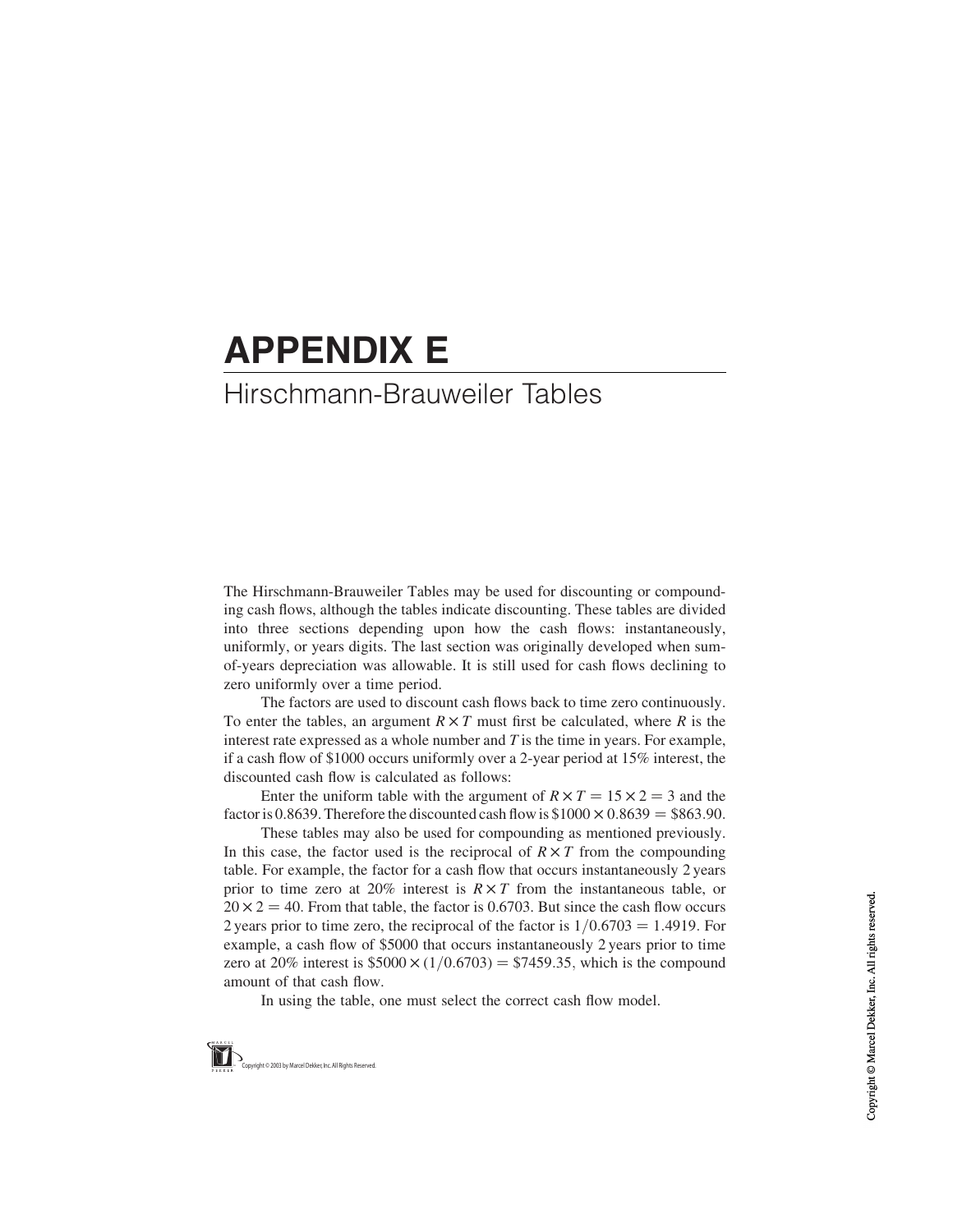# APPENDIX E

## Hirschmann-Brauweiler Tables

The Hirschmann-Brauweiler Tables may be used for discounting or compounding cash flows, although the tables indicate discounting. These tables are divided into three sections depending upon how the cash flows: instantaneously, uniformly, or years digits. The last section was originally developed when sum-of-years depreciation was allowable. It is still used for cash flows declining to zero uniformly over a time period.

The factors are used to discount cash flows back to time zero continuously. To enter the tables, an argument $R \times T$ must first be calculated, where $R$ is the interest rate expressed as a whole number and $T$ is the time in years. For example, if a cash flow of \$1000 occurs uniformly over a 2-year period at 15% interest, the discounted cash flow is calculated as follows:

Enter the uniform table with the argument of $R \times T = 15 \times 2 = 3$ and the factor is 0.8639. Therefore the discounted cash flow is $\$1000 \times 0.8639 = \$863.90$.

These tables may also be used for compounding as mentioned previously. In this case, the factor used is the reciprocal of $R \times T$ from the compounding table. For example, the factor for a cash flow that occurs instantaneously 2 years prior to time zero at 20% interest is $R \times T$ from the instantaneous table, or $20 \times 2 = 40$. From that table, the factor is 0.6703. But since the cash flow occurs 2 years prior to time zero, the reciprocal of the factor is $1/0.6703 = 1.4919$. For example, a cash flow of \$5000 that occurs instantaneously 2 years prior to time zero at 20% interest is $\$5000 \times (1/0.6703) = \$7459.35$, which is the compound amount of that cash flow.

In using the table, one must select the correct cash flow model.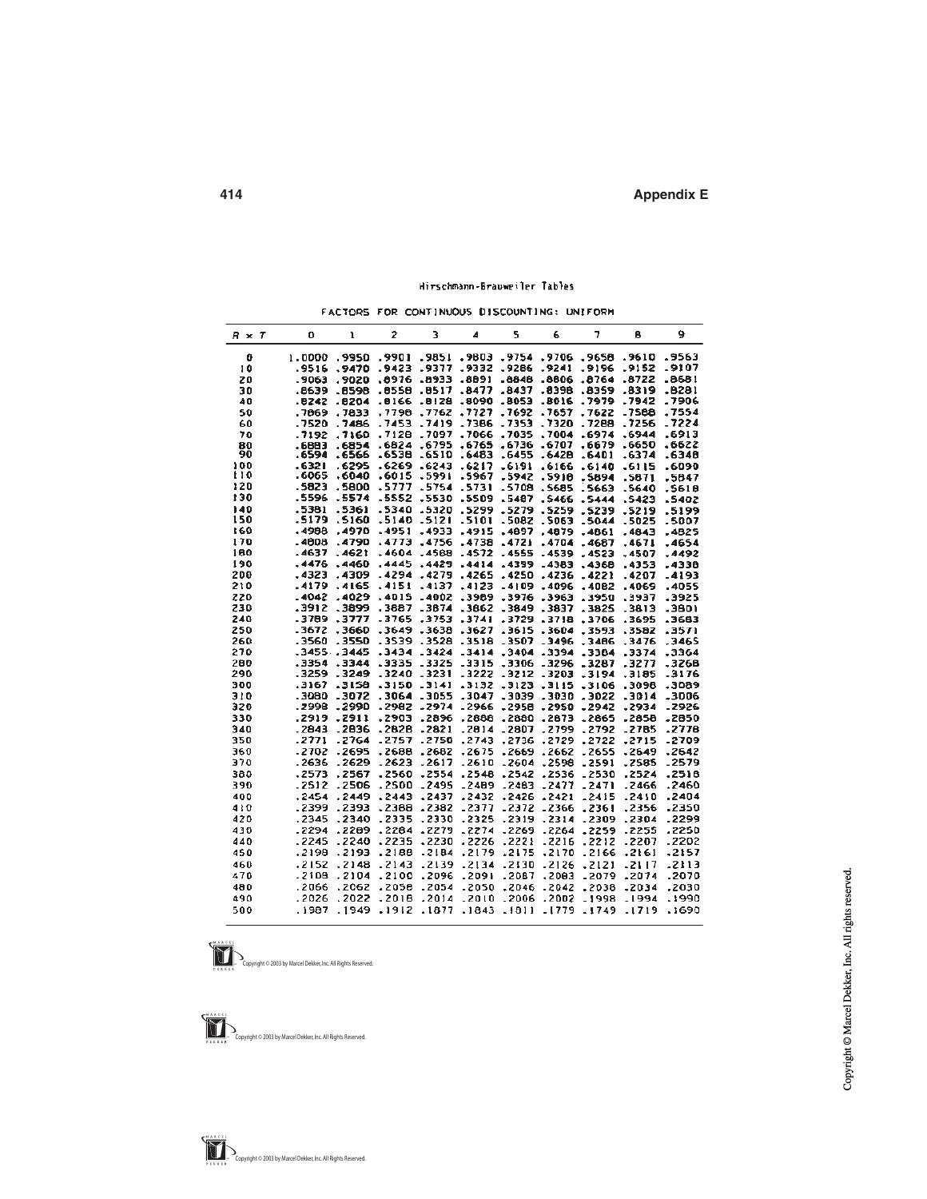Hirschmann-Brauweiler Tables

FACTORS FOR CONTINUOUS DISCOUNTING: UNIFORM

| $R \times T$ | 0 | 1 | 2 | 3 | 4 | 5 | 6 | 7 | 8 | 9 |
|---|---|---|---|---|---|---|---|---|---|---|
| 0 | 1.0000 | .9950 | .9901 | .9851 | .9803 | .9754 | .9706 | .9658 | .9610 | .9563 |
| 10 | .9516 | .9470 | .9423 | .9377 | .9332 | .9286 | .9241 | .9196 | .9152 | .9107 |
| 20 | .9063 | .9020 | .8976 | .8933 | .8891 | .8848 | .8806 | .8764 | .8722 | .8681 |
| 30 | .8639 | .8598 | .8558 | .8517 | .8477 | .8437 | .8398 | .8359 | .8319 | .8281 |
| 40 | .8242 | .8204 | .8166 | .8128 | .8090 | .8053 | .8016 | .7979 | .7942 | .7906 |
| 50 | .7869 | .7833 | .7798 | .7762 | .7727 | .7692 | .7657 | .7622 | .7588 | .7554 |
| 60 | .7520 | .7486 | .7453 | .7419 | .7386 | .7353 | .7320 | .7288 | .7256 | .7224 |
| 70 | .7192 | .7160 | .7128 | .7097 | .7066 | .7035 | .7004 | .6974 | .6944 | .6913 |
| 80 | .6883 | .6854 | .6824 | .6795 | .6765 | .6736 | .6707 | .6679 | .6650 | .6622 |
| 90 | .6594 | .6566 | .6538 | .6510 | .6483 | .6455 | .6428 | .6401 | .6374 | .6348 |
| 100 | .6321 | .6295 | .6269 | .6243 | .6217 | .6191 | .6166 | .6140 | .6115 | .6090 |
| 110 | .6065 | .6040 | .6015 | .5991 | .5967 | .5942 | .5918 | .5894 | .5871 | .5847 |
| 120 | .5823 | .5800 | .5777 | .5754 | .5731 | .5708 | .5685 | .5663 | .5640 | .5618 |
| 130 | .5596 | .5574 | .5552 | .5530 | .5509 | .5487 | .5466 | .5444 | .5423 | .5402 |
| 140 | .5381 | .5361 | .5340 | .5320 | .5299 | .5279 | .5259 | .5239 | .5219 | .5199 |
| 150 | .5179 | .5160 | .5140 | .5121 | .5101 | .5082 | .5063 | .5044 | .5025 | .5007 |
| 160 | .4988 | .4970 | .4951 | .4933 | .4915 | .4897 | .4879 | .4861 | .4843 | .4825 |
| 170 | .4808 | .4790 | .4773 | .4756 | .4738 | .4721 | .4704 | .4687 | .4671 | .4654 |
| 180 | .4637 | .4621 | .4604 | .4588 | .4572 | .4555 | .4539 | .4523 | .4507 | .4492 |
| 190 | .4476 | .4460 | .4445 | .4429 | .4414 | .4399 | .4383 | .4368 | .4353 | .4338 |
| 200 | .4323 | .4309 | .4294 | .4279 | .4265 | .4250 | .4236 | .4221 | .4207 | .4193 |
| 210 | .4179 | .4165 | .4151 | .4137 | .4123 | .4109 | .4096 | .4082 | .4069 | .4055 |
| 220 | .4042 | .4029 | .4015 | .4002 | .3989 | .3976 | .3963 | .3950 | .3937 | .3925 |
| 230 | .3912 | .3899 | .3887 | .3874 | .3862 | .3849 | .3837 | .3825 | .3813 | .3801 |
| 240 | .3789 | .3777 | .3765 | .3753 | .3741 | .3729 | .3718 | .3706 | .3695 | .3683 |
| 250 | .3672 | .3660 | .3649 | .3638 | .3627 | .3615 | .3604 | .3593 | .3582 | .3571 |
| 260 | .3560 | .3550 | .3539 | .3528 | .3518 | .3507 | .3496 | .3486 | .3476 | .3465 |
| 270 | .3455 | .3445 | .3434 | .3424 | .3414 | .3404 | .3394 | .3384 | .3374 | .3364 |
| 280 | .3354 | .3344 | .3335 | .3325 | .3315 | .3306 | .3296 | .3287 | .3277 | .3268 |
| 290 | .3259 | .3249 | .3240 | .3231 | .3222 | .3212 | .3203 | .3194 | .3185 | .3176 |
| 300 | .3167 | .3158 | .3150 | .3141 | .3132 | .3123 | .3115 | .3106 | .3098 | .3089 |
| 310 | .3080 | .3072 | .3064 | .3055 | .3047 | .3039 | .3030 | .3022 | .3014 | .3006 |
| 320 | .2998 | .2990 | .2982 | .2974 | .2966 | .2958 | .2950 | .2942 | .2934 | .2926 |
| 330 | .2919 | .2911 | .2903 | .2896 | .2888 | .2880 | .2873 | .2865 | .2858 | .2850 |
| 340 | .2843 | .2836 | .2828 | .2821 | .2814 | .2807 | .2799 | .2792 | .2785 | .2778 |
| 350 | .2771 | .2764 | .2757 | .2750 | .2743 | .2736 | .2729 | .2722 | .2715 | .2709 |
| 360 | .2702 | .2695 | .2688 | .2682 | .2675 | .2669 | .2662 | .2655 | .2649 | .2642 |
| 370 | .2636 | .2629 | .2623 | .2617 | .2610 | .2604 | .2598 | .2591 | .2585 | .2579 |
| 380 | .2573 | .2567 | .2560 | .2554 | .2548 | .2542 | .2536 | .2530 | .2524 | .2518 |
| 390 | .2512 | .2506 | .2500 | .2495 | .2489 | .2483 | .2477 | .2471 | .2466 | .2460 |
| 400 | .2454 | .2449 | .2443 | .2437 | .2432 | .2426 | .2421 | .2415 | .2410 | .2404 |
| 410 | .2399 | .2393 | .2388 | .2382 | .2377 | .2372 | .2366 | .2361 | .2356 | .2350 |
| 420 | .2345 | .2340 | .2335 | .2330 | .2325 | .2319 | .2314 | .2309 | .2304 | .2299 |
| 430 | .2294 | .2289 | .2284 | .2279 | .2274 | .2269 | .2264 | .2259 | .2255 | .2250 |
| 440 | .2245 | .2240 | .2235 | .2230 | .2226 | .2221 | .2216 | .2212 | .2207 | .2202 |
| 450 | .2198 | .2193 | .2188 | .2184 | .2179 | .2175 | .2170 | .2166 | .2161 | .2157 |
| 460 | .2152 | .2148 | .2143 | .2139 | .2134 | .2130 | .2126 | .2121 | .2117 | .2113 |
| 470 | .2109 | .2104 | .2100 | .2096 | .2091 | .2087 | .2083 | .2079 | .2074 | .2070 |
| 480 | .2066 | .2062 | .2058 | .2054 | .2050 | .2046 | .2042 | .2038 | .2034 | .2030 |
| 490 | .2026 | .2022 | .2018 | .2014 | .2010 | .2006 | .2002 | .1998 | .1994 | .1990 |
| 500 | .1987 | .1949 | .1912 | .1877 | .1843 | .1811 | .1779 | .1749 | .1719 | .1690 |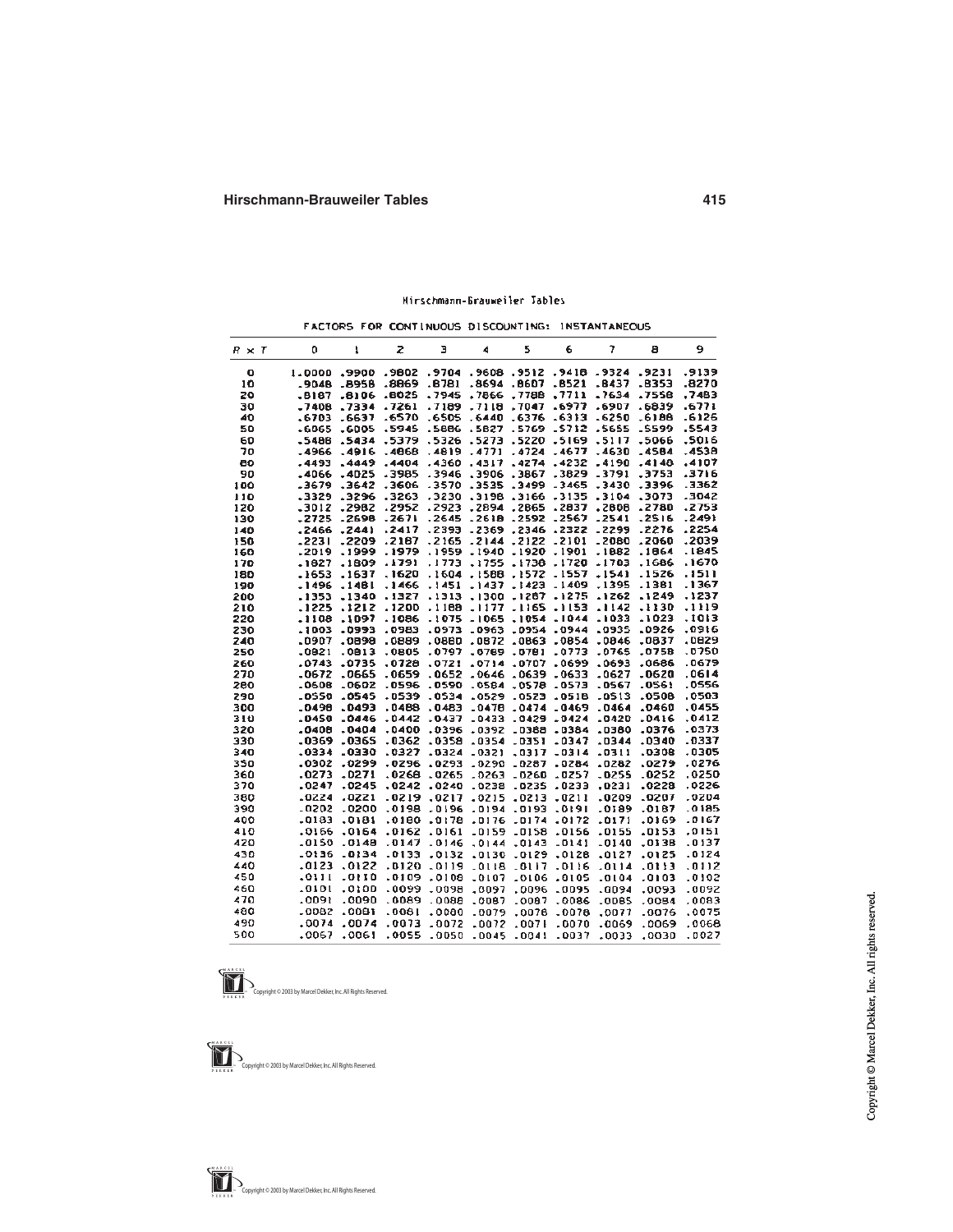Hirschmann-Brauweiler Tables

FACTORS FOR CONTINUOUS DISCOUNTING: INSTANTANEOUS

| $R \times T$ | 0 | 1 | 2 | 3 | 4 | 5 | 6 | 7 | 8 | 9 |
|---|---|---|---|---|---|---|---|---|---|---|
| 0 | 1.0000 | .9900 | .9802 | .9704 | .9608 | .9512 | .9418 | .9324 | .9231 | .9139 |
| 10 | .9048 | .8958 | .8869 | .8781 | .8694 | .8607 | .8521 | .8437 | .8353 | .8270 |
| 20 | .8187 | .8106 | .8025 | .7945 | .7866 | .7788 | .7711 | .7634 | .7558 | .7483 |
| 30 | .7408 | .7334 | .7261 | .7189 | .7118 | .7047 | .6977 | .6907 | .6839 | .6771 |
| 40 | .6703 | .6637 | .6570 | .6505 | .6440 | .6376 | .6313 | .6250 | .6188 | .6126 |
| 50 | .6065 | .6005 | .5945 | .5886 | .5827 | .5769 | .5712 | .5655 | .5599 | .5543 |
| 60 | .5488 | .5434 | .5379 | .5326 | .5273 | .5220 | .5169 | .5117 | .5066 | .5016 |
| 70 | .4966 | .4916 | .4868 | .4819 | .4771 | .4724 | .4677 | .4630 | .4584 | .4538 |
| 80 | .4493 | .4449 | .4404 | .4360 | .4317 | .4274 | .4232 | .4190 | .4148 | .4107 |
| 90 | .4066 | .4025 | .3985 | .3946 | .3906 | .3867 | .3829 | .3791 | .3753 | .3716 |
| 100 | .3679 | .3642 | .3606 | .3570 | .3535 | .3499 | .3465 | .3430 | .3396 | .3362 |
| 110 | .3329 | .3296 | .3263 | .3230 | .3198 | .3166 | .3135 | .3104 | .3073 | .3042 |
| 120 | .3012 | .2982 | .2952 | .2923 | .2894 | .2865 | .2837 | .2808 | .2780 | .2753 |
| 130 | .2725 | .2698 | .2671 | .2645 | .2618 | .2592 | .2567 | .2541 | .2516 | .2491 |
| 140 | .2466 | .2441 | .2417 | .2393 | .2369 | .2346 | .2322 | .2299 | .2276 | .2254 |
| 150 | .2231 | .2209 | .2187 | .2165 | .2144 | .2122 | .2101 | .2080 | .2060 | .2039 |
| 160 | .2019 | .1999 | .1979 | .1959 | .1940 | .1920 | .1901 | .1882 | .1864 | .1845 |
| 170 | .1827 | .1809 | .1791 | .1773 | .1755 | .1738 | .1720 | .1703 | .1686 | .1670 |
| 180 | .1653 | .1637 | .1620 | .1604 | .1588 | .1572 | .1557 | .1541 | .1526 | .1511 |
| 190 | .1496 | .1481 | .1466 | .1451 | .1437 | .1423 | .1409 | .1395 | .1381 | .1367 |
| 200 | .1353 | .1340 | .1327 | .1313 | .1300 | .1287 | .1275 | .1262 | .1249 | .1237 |
| 210 | .1225 | .1212 | .1200 | .1188 | .1177 | .1165 | .1153 | .1142 | .1130 | .1119 |
| 220 | .1108 | .1097 | .1086 | .1075 | .1065 | .1054 | .1044 | .1033 | .1023 | .1013 |
| 230 | .1003 | .0993 | .0983 | .0973 | .0963 | .0954 | .0944 | .0935 | .0926 | .0916 |
| 240 | .0907 | .0898 | .0889 | .0880 | .0872 | .0863 | .0854 | .0846 | .0837 | .0829 |
| 250 | .0821 | .0813 | .0805 | .0797 | .0789 | .0781 | .0773 | .0765 | .0758 | .0750 |
| 260 | .0743 | .0735 | .0728 | .0721 | .0714 | .0707 | .0699 | .0693 | .0686 | .0679 |
| 270 | .0672 | .0665 | .0659 | .0652 | .0646 | .0639 | .0633 | .0627 | .0620 | .0614 |
| 280 | .0608 | .0602 | .0596 | .0590 | .0584 | .0578 | .0573 | .0567 | .0561 | .0556 |
| 290 | .0550 | .0545 | .0539 | .0534 | .0529 | .0523 | .0518 | .0513 | .0508 | .0503 |
| 300 | .0498 | .0493 | .0488 | .0483 | .0478 | .0474 | .0469 | .0464 | .0460 | .0455 |
| 310 | .0450 | .0446 | .0442 | .0437 | .0433 | .0429 | .0424 | .0420 | .0416 | .0412 |
| 320 | .0408 | .0404 | .0400 | .0396 | .0392 | .0388 | .0384 | .0380 | .0376 | .0373 |
| 330 | .0369 | .0365 | .0362 | .0358 | .0354 | .0351 | .0347 | .0344 | .0340 | .0337 |
| 340 | .0334 | .0330 | .0327 | .0324 | .0321 | .0317 | .0314 | .0311 | .0308 | .0305 |
| 350 | .0302 | .0299 | .0296 | .0293 | .0290 | .0287 | .0284 | .0282 | .0279 | .0276 |
| 360 | .0273 | .0271 | .0268 | .0265 | .0263 | .0260 | .0257 | .0255 | .0252 | .0250 |
| 370 | .0247 | .0245 | .0242 | .0240 | .0238 | .0235 | .0233 | .0231 | .0228 | .0226 |
| 380 | .0224 | .0221 | .0219 | .0217 | .0215 | .0213 | .0211 | .0209 | .0207 | .0204 |
| 390 | .0202 | .0200 | .0198 | .0196 | .0194 | .0193 | .0191 | .0189 | .0187 | .0185 |
| 400 | .0183 | .0181 | .0180 | .0178 | .0176 | .0174 | .0172 | .0171 | .0169 | .0167 |
| 410 | .0166 | .0164 | .0162 | .0161 | .0159 | .0158 | .0156 | .0155 | .0153 | .0151 |
| 420 | .0150 | .0148 | .0147 | .0146 | .0144 | .0143 | .0141 | .0140 | .0138 | .0137 |
| 430 | .0136 | .0134 | .0133 | .0132 | .0130 | .0129 | .0128 | .0127 | .0125 | .0124 |
| 440 | .0123 | .0122 | .0120 | .0119 | .0118 | .0117 | .0116 | .0114 | .0113 | .0112 |
| 450 | .0111 | .0110 | .0109 | .0108 | .0107 | .0106 | .0105 | .0104 | .0103 | .0102 |
| 460 | .0101 | .0100 | .0099 | .0098 | .0097 | .0096 | .0095 | .0094 | .0093 | .0092 |
| 470 | .0091 | .0090 | .0089 | .0088 | .0087 | .0087 | .0086 | .0085 | .0084 | .0083 |
| 480 | .0082 | .0081 | .0081 | .0080 | .0079 | .0078 | .0078 | .0077 | .0076 | .0075 |
| 490 | .0074 | .0074 | .0073 | .0072 | .0072 | .0071 | .0070 | .0069 | .0069 | .0068 |
| 500 | .0067 | .0061 | .0055 | .0050 | .0045 | .0041 | .0037 | .0033 | .0030 | .0027 |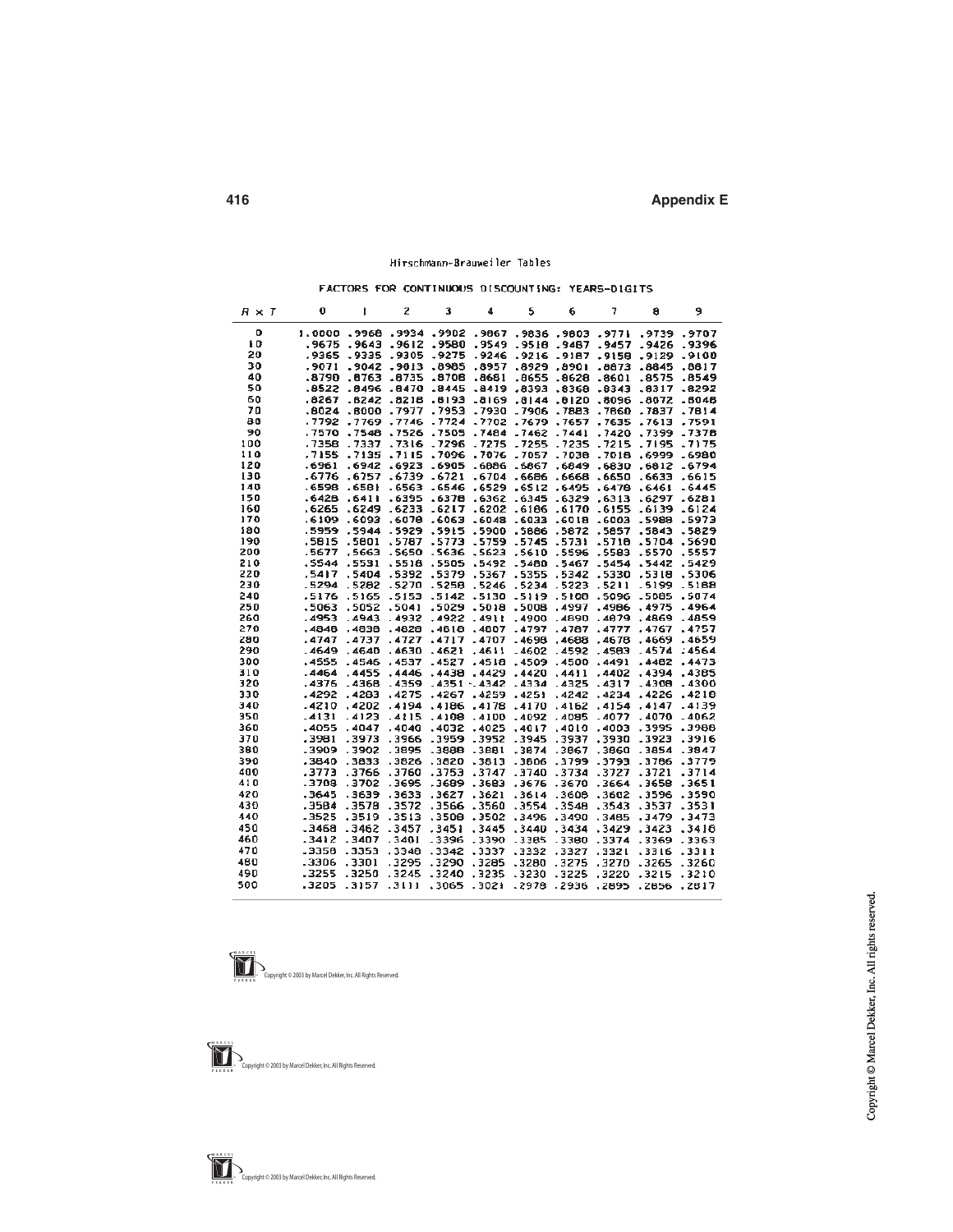Hirschmann-Brauweiler Tables

FACTORS FOR CONTINUOUS DISCOUNTING: YEARS-DIGITS

| $R \times T$ | 0 | 1 | 2 | 3 | 4 | 5 | 6 | 7 | 8 | 9 |
|---|---|---|---|---|---|---|---|---|---|---|
| 0 | 1.0000 | .9968 | .9934 | .9902 | .9867 | .9836 | .9803 | .9771 | .9739 | .9707 |
| 10 | .9675 | .9643 | .9612 | .9580 | .9549 | .9518 | .9487 | .9457 | .9426 | .9396 |
| 20 | .9365 | .9335 | .9305 | .9275 | .9246 | .9216 | .9187 | .9158 | .9129 | .9100 |
| 30 | .9071 | .9042 | .9013 | .8985 | .8957 | .8929 | .8901 | .8873 | .8845 | .8817 |
| 40 | .8790 | .8763 | .8735 | .8708 | .8681 | .8655 | .8628 | .8601 | .8575 | .8549 |
| 50 | .8522 | .8496 | .8470 | .8445 | .8419 | .8393 | .8368 | .8343 | .8317 | .8292 |
| 60 | .8267 | .8242 | .8218 | .8193 | .8169 | .8144 | .8120 | .8096 | .8072 | .8048 |
| 70 | .8024 | .8000 | .7977 | .7953 | .7930 | .7906 | .7883 | .7860 | .7837 | .7814 |
| 80 | .7792 | .7769 | .7746 | .7724 | .7702 | .7679 | .7657 | .7635 | .7613 | .7591 |
| 90 | .7570 | .7548 | .7526 | .7505 | .7484 | .7462 | .7441 | .7420 | .7399 | .7378 |
| 100 | .7358 | .7337 | .7316 | .7296 | .7275 | .7255 | .7235 | .7215 | .7195 | .7175 |
| 110 | .7155 | .7135 | .7115 | .7096 | .7076 | .7057 | .7038 | .7018 | .6999 | .6980 |
| 120 | .6961 | .6942 | .6923 | .6905 | .6886 | .6867 | .6849 | .6830 | .6812 | .6794 |
| 130 | .6776 | .6757 | .6739 | .6721 | .6704 | .6686 | .6668 | .6650 | .6633 | .6615 |
| 140 | .6598 | .6581 | .6563 | .6546 | .6529 | .6512 | .6495 | .6478 | .6461 | .6445 |
| 150 | .6428 | .6411 | .6395 | .6378 | .6362 | .6345 | .6329 | .6313 | .6297 | .6281 |
| 160 | .6265 | .6249 | .6233 | .6217 | .6202 | .6186 | .6170 | .6155 | .6139 | .6124 |
| 170 | .6109 | .6093 | .6078 | .6063 | .6048 | .6033 | .6018 | .6003 | .5988 | .5973 |
| 180 | .5959 | .5944 | .5929 | .5915 | .5900 | .5886 | .5872 | .5857 | .5843 | .5829 |
| 190 | .5815 | .5801 | .5787 | .5773 | .5759 | .5745 | .5731 | .5718 | .5704 | .5690 |
| 200 | .5677 | .5663 | .5650 | .5636 | .5623 | .5610 | .5596 | .5583 | .5570 | .5557 |
| 210 | .5544 | .5531 | .5518 | .5505 | .5492 | .5480 | .5467 | .5454 | .5442 | .5429 |
| 220 | .5417 | .5404 | .5392 | .5379 | .5367 | .5355 | .5342 | .5330 | .5318 | .5306 |
| 230 | .5294 | .5282 | .5270 | .5258 | .5246 | .5234 | .5223 | .5211 | .5199 | .5188 |
| 240 | .5176 | .5165 | .5153 | .5142 | .5130 | .5119 | .5108 | .5096 | .5085 | .5074 |
| 250 | .5063 | .5052 | .5041 | .5029 | .5018 | .5008 | .4997 | .4986 | .4975 | .4964 |
| 260 | .4953 | .4943 | .4932 | .4922 | .4911 | .4900 | .4890 | .4879 | .4869 | .4859 |
| 270 | .4848 | .4838 | .4828 | .4818 | .4807 | .4797 | .4787 | .4777 | .4767 | .4757 |
| 280 | .4747 | .4737 | .4727 | .4717 | .4707 | .4698 | .4688 | .4678 | .4669 | .4659 |
| 290 | .4649 | .4640 | .4630 | .4621 | .4611 | .4602 | .4592 | .4583 | .4574 | .4564 |
| 300 | .4555 | .4546 | .4537 | .4527 | .4518 | .4509 | .4500 | .4491 | .4482 | .4473 |
| 310 | .4464 | .4455 | .4446 | .4438 | .4429 | .4420 | .4411 | .4402 | .4394 | .4385 |
| 320 | .4376 | .4368 | .4359 | .4351 | .4342 | .4334 | .4325 | .4317 | .4308 | .4300 |
| 330 | .4292 | .4283 | .4275 | .4267 | .4259 | .4251 | .4242 | .4234 | .4226 | .4218 |
| 340 | .4210 | .4202 | .4194 | .4186 | .4178 | .4170 | .4162 | .4154 | .4147 | .4139 |
| 350 | .4131 | .4123 | .4115 | .4108 | .4100 | .4092 | .4085 | .4077 | .4070 | .4062 |
| 360 | .4055 | .4047 | .4040 | .4032 | .4025 | .4017 | .4010 | .4003 | .3995 | .3988 |
| 370 | .3981 | .3973 | .3966 | .3959 | .3952 | .3945 | .3937 | .3930 | .3923 | .3916 |
| 380 | .3909 | .3902 | .3895 | .3888 | .3881 | .3874 | .3867 | .3860 | .3854 | .3847 |
| 390 | .3840 | .3833 | .3826 | .3820 | .3813 | .3806 | .3799 | .3793 | .3786 | .3779 |
| 400 | .3773 | .3766 | .3760 | .3753 | .3747 | .3740 | .3734 | .3727 | .3721 | .3714 |
| 410 | .3708 | .3702 | .3695 | .3689 | .3683 | .3676 | .3670 | .3664 | .3658 | .3651 |
| 420 | .3645 | .3639 | .3633 | .3627 | .3621 | .3614 | .3608 | .3602 | .3596 | .3590 |
| 430 | .3584 | .3578 | .3572 | .3566 | .3560 | .3554 | .3548 | .3543 | .3537 | .3531 |
| 440 | .3525 | .3519 | .3513 | .3508 | .3502 | .3496 | .3490 | .3485 | .3479 | .3473 |
| 450 | .3468 | .3462 | .3457 | .3451 | .3445 | .3440 | .3434 | .3429 | .3423 | .3418 |
| 460 | .3412 | .3407 | .3401 | .3396 | .3390 | .3385 | .3380 | .3374 | .3369 | .3363 |
| 470 | .3358 | .3353 | .3348 | .3342 | .3337 | .3332 | .3327 | .3321 | .3316 | .3311 |
| 480 | .3306 | .3301 | .3295 | .3290 | .3285 | .3280 | .3275 | .3270 | .3265 | .3260 |
| 490 | .3255 | .3250 | .3245 | .3240 | .3235 | .3230 | .3225 | .3220 | .3215 | .3210 |
| 500 | .3205 | .3157 | .3111 | .3065 | .3021 | .2978 | .2936 | .2895 | .2856 | .2817 |